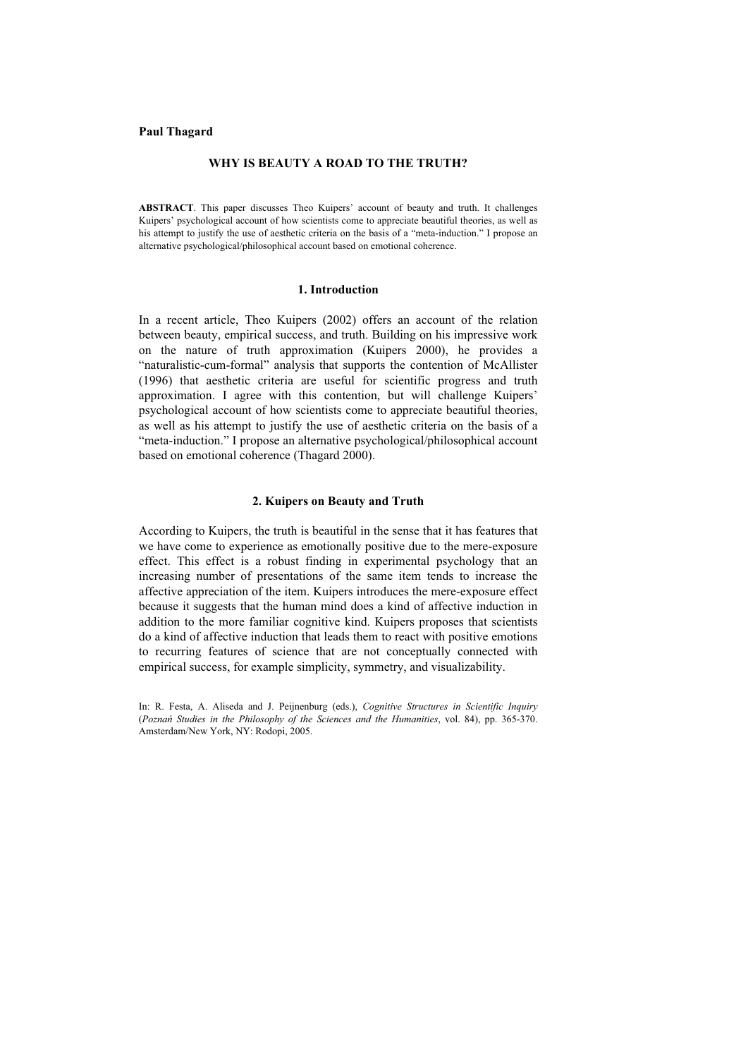**Paul Thagard**

# WHY IS BEAUTY A ROAD TO THE TRUTH?

**ABSTRACT**. This paper discusses Theo Kuipers' account of beauty and truth. It challenges Kuipers' psychological account of how scientists come to appreciate beautiful theories, as well as his attempt to justify the use of aesthetic criteria on the basis of a "meta-induction." I propose an alternative psychological/philosophical account based on emotional coherence.

## 1. Introduction

In a recent article, Theo Kuipers (2002) offers an account of the relation between beauty, empirical success, and truth. Building on his impressive work on the nature of truth approximation (Kuipers 2000), he provides a "naturalistic-cum-formal" analysis that supports the contention of McAllister (1996) that aesthetic criteria are useful for scientific progress and truth approximation. I agree with this contention, but will challenge Kuipers' psychological account of how scientists come to appreciate beautiful theories, as well as his attempt to justify the use of aesthetic criteria on the basis of a "meta-induction." I propose an alternative psychological/philosophical account based on emotional coherence (Thagard 2000).

## 2. Kuipers on Beauty and Truth

According to Kuipers, the truth is beautiful in the sense that it has features that we have come to experience as emotionally positive due to the mere-exposure effect. This effect is a robust finding in experimental psychology that an increasing number of presentations of the same item tends to increase the affective appreciation of the item. Kuipers introduces the mere-exposure effect because it suggests that the human mind does a kind of affective induction in addition to the more familiar cognitive kind. Kuipers proposes that scientists do a kind of affective induction that leads them to react with positive emotions to recurring features of science that are not conceptually connected with empirical success, for example simplicity, symmetry, and visualizability.

In: R. Festa, A. Aliseda and J. Peijnenburg (eds.), *Cognitive Structures in Scientific Inquiry* (*Poznań Studies in the Philosophy of the Sciences and the Humanities*, vol. 84), pp. 365-370. Amsterdam/New York, NY: Rodopi, 2005.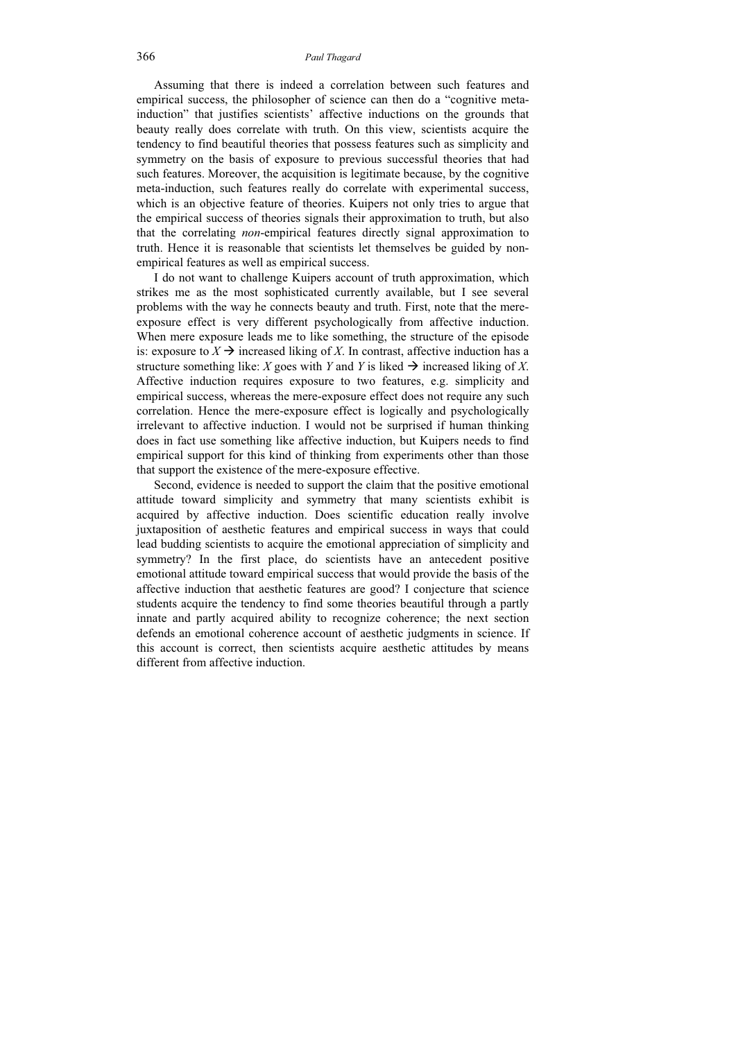Assuming that there is indeed a correlation between such features and empirical success, the philosopher of science can then do a "cognitive meta-induction" that justifies scientists' affective inductions on the grounds that beauty really does correlate with truth. On this view, scientists acquire the tendency to find beautiful theories that possess features such as simplicity and symmetry on the basis of exposure to previous successful theories that had such features. Moreover, the acquisition is legitimate because, by the cognitive meta-induction, such features really do correlate with experimental success, which is an objective feature of theories. Kuipers not only tries to argue that the empirical success of theories signals their approximation to truth, but also that the correlating *non*-empirical features directly signal approximation to truth. Hence it is reasonable that scientists let themselves be guided by non-empirical features as well as empirical success.

I do not want to challenge Kuipers account of truth approximation, which strikes me as the most sophisticated currently available, but I see several problems with the way he connects beauty and truth. First, note that the mere-exposure effect is very different psychologically from affective induction. When mere exposure leads me to like something, the structure of the episode is: exposure to $X \rightarrow$ increased liking of $X$. In contrast, affective induction has a structure something like: $X$ goes with $Y$ and $Y$ is liked $\rightarrow$ increased liking of $X$. Affective induction requires exposure to two features, e.g. simplicity and empirical success, whereas the mere-exposure effect does not require any such correlation. Hence the mere-exposure effect is logically and psychologically irrelevant to affective induction. I would not be surprised if human thinking does in fact use something like affective induction, but Kuipers needs to find empirical support for this kind of thinking from experiments other than those that support the existence of the mere-exposure effective.

Second, evidence is needed to support the claim that the positive emotional attitude toward simplicity and symmetry that many scientists exhibit is acquired by affective induction. Does scientific education really involve juxtaposition of aesthetic features and empirical success in ways that could lead budding scientists to acquire the emotional appreciation of simplicity and symmetry? In the first place, do scientists have an antecedent positive emotional attitude toward empirical success that would provide the basis of the affective induction that aesthetic features are good? I conjecture that science students acquire the tendency to find some theories beautiful through a partly innate and partly acquired ability to recognize coherence; the next section defends an emotional coherence account of aesthetic judgments in science. If this account is correct, then scientists acquire aesthetic attitudes by means different from affective induction.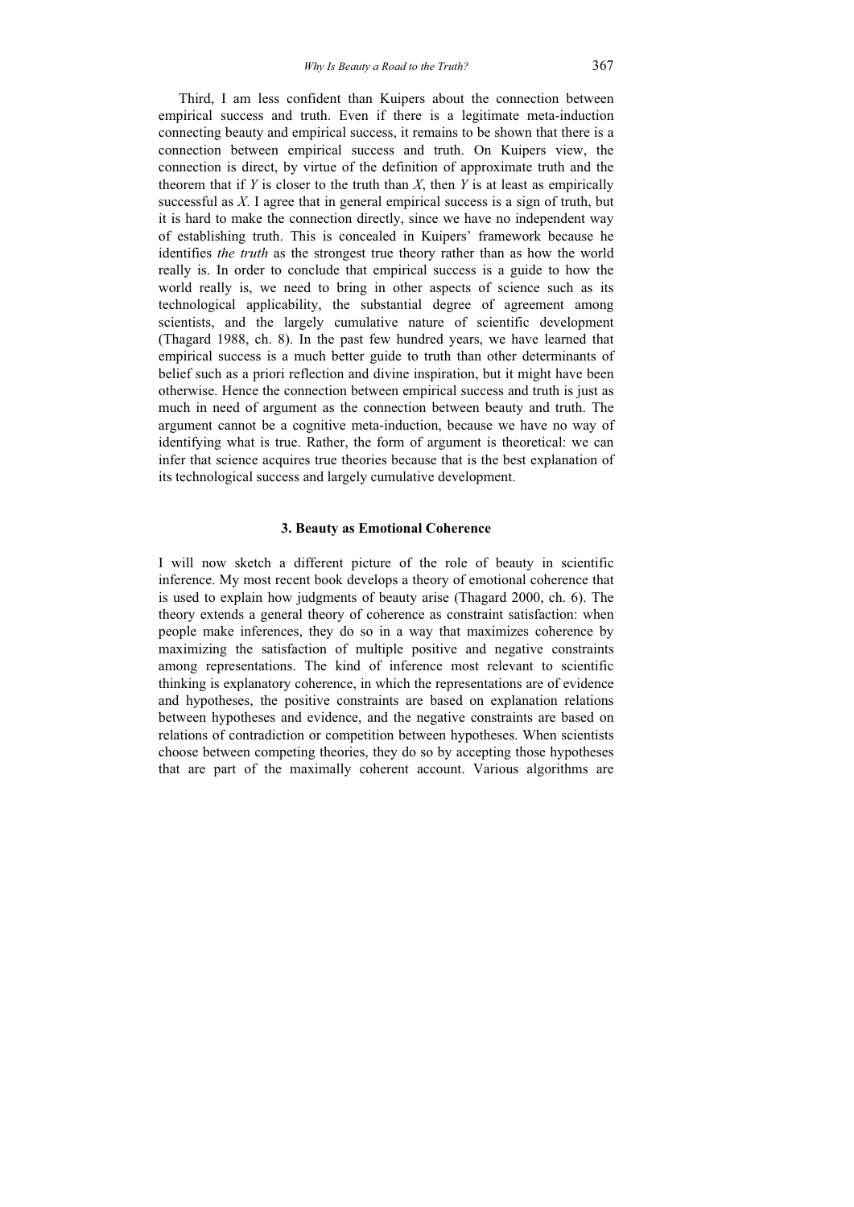Third, I am less confident than Kuipers about the connection between empirical success and truth. Even if there is a legitimate meta-induction connecting beauty and empirical success, it remains to be shown that there is a connection between empirical success and truth. On Kuipers view, the connection is direct, by virtue of the definition of approximate truth and the theorem that if *Y* is closer to the truth than *X*, then *Y* is at least as empirically successful as *X*. I agree that in general empirical success is a sign of truth, but it is hard to make the connection directly, since we have no independent way of establishing truth. This is concealed in Kuipers' framework because he identifies *the truth* as the strongest true theory rather than as how the world really is. In order to conclude that empirical success is a guide to how the world really is, we need to bring in other aspects of science such as its technological applicability, the substantial degree of agreement among scientists, and the largely cumulative nature of scientific development (Thagard 1988, ch. 8). In the past few hundred years, we have learned that empirical success is a much better guide to truth than other determinants of belief such as a priori reflection and divine inspiration, but it might have been otherwise. Hence the connection between empirical success and truth is just as much in need of argument as the connection between beauty and truth. The argument cannot be a cognitive meta-induction, because we have no way of identifying what is true. Rather, the form of argument is theoretical: we can infer that science acquires true theories because that is the best explanation of its technological success and largely cumulative development.

## 3. Beauty as Emotional Coherence

I will now sketch a different picture of the role of beauty in scientific inference. My most recent book develops a theory of emotional coherence that is used to explain how judgments of beauty arise (Thagard 2000, ch. 6). The theory extends a general theory of coherence as constraint satisfaction: when people make inferences, they do so in a way that maximizes coherence by maximizing the satisfaction of multiple positive and negative constraints among representations. The kind of inference most relevant to scientific thinking is explanatory coherence, in which the representations are of evidence and hypotheses, the positive constraints are based on explanation relations between hypotheses and evidence, and the negative constraints are based on relations of contradiction or competition between hypotheses. When scientists choose between competing theories, they do so by accepting those hypotheses that are part of the maximally coherent account. Various algorithms are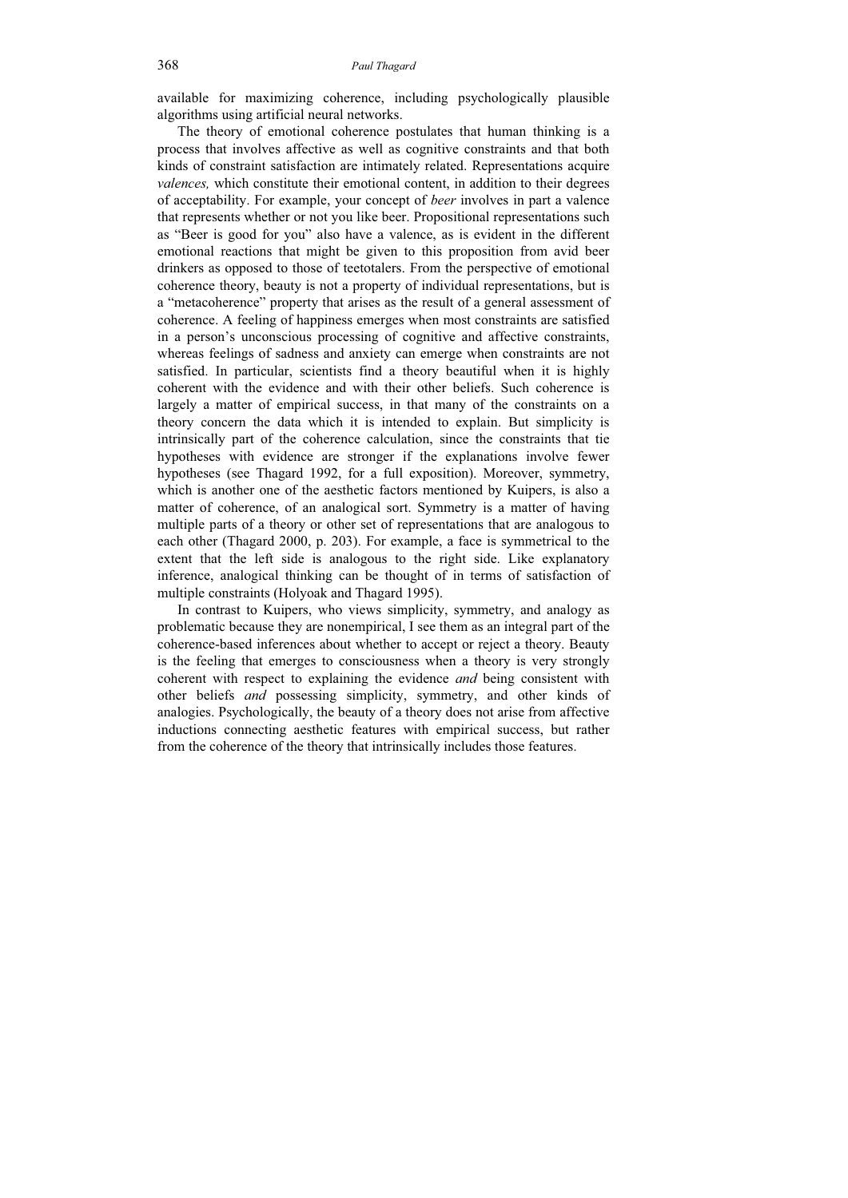available for maximizing coherence, including psychologically plausible algorithms using artificial neural networks.

The theory of emotional coherence postulates that human thinking is a process that involves affective as well as cognitive constraints and that both kinds of constraint satisfaction are intimately related. Representations acquire *valences,* which constitute their emotional content, in addition to their degrees of acceptability. For example, your concept of *beer* involves in part a valence that represents whether or not you like beer. Propositional representations such as "Beer is good for you" also have a valence, as is evident in the different emotional reactions that might be given to this proposition from avid beer drinkers as opposed to those of teetotalers. From the perspective of emotional coherence theory, beauty is not a property of individual representations, but is a "metacoherence" property that arises as the result of a general assessment of coherence. A feeling of happiness emerges when most constraints are satisfied in a person's unconscious processing of cognitive and affective constraints, whereas feelings of sadness and anxiety can emerge when constraints are not satisfied. In particular, scientists find a theory beautiful when it is highly coherent with the evidence and with their other beliefs. Such coherence is largely a matter of empirical success, in that many of the constraints on a theory concern the data which it is intended to explain. But simplicity is intrinsically part of the coherence calculation, since the constraints that tie hypotheses with evidence are stronger if the explanations involve fewer hypotheses (see Thagard 1992, for a full exposition). Moreover, symmetry, which is another one of the aesthetic factors mentioned by Kuipers, is also a matter of coherence, of an analogical sort. Symmetry is a matter of having multiple parts of a theory or other set of representations that are analogous to each other (Thagard 2000, p. 203). For example, a face is symmetrical to the extent that the left side is analogous to the right side. Like explanatory inference, analogical thinking can be thought of in terms of satisfaction of multiple constraints (Holyoak and Thagard 1995).

In contrast to Kuipers, who views simplicity, symmetry, and analogy as problematic because they are nonempirical, I see them as an integral part of the coherence-based inferences about whether to accept or reject a theory. Beauty is the feeling that emerges to consciousness when a theory is very strongly coherent with respect to explaining the evidence *and* being consistent with other beliefs *and* possessing simplicity, symmetry, and other kinds of analogies. Psychologically, the beauty of a theory does not arise from affective inductions connecting aesthetic features with empirical success, but rather from the coherence of the theory that intrinsically includes those features.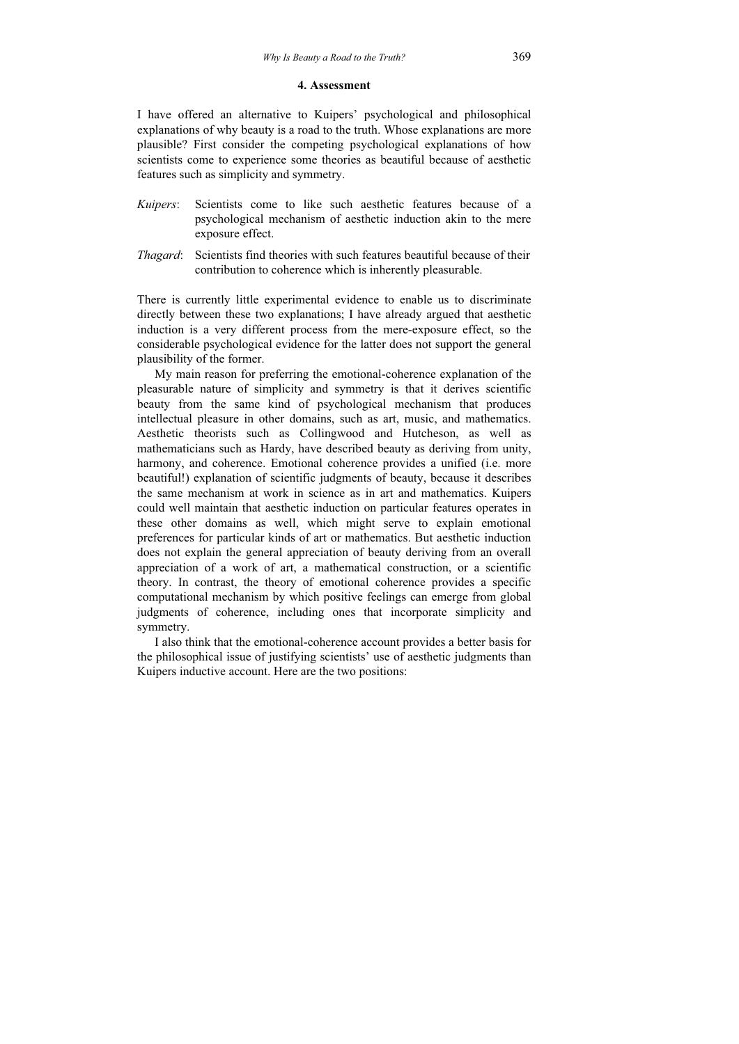### 4. Assessment

I have offered an alternative to Kuipers' psychological and philosophical explanations of why beauty is a road to the truth. Whose explanations are more plausible? First consider the competing psychological explanations of how scientists come to experience some theories as beautiful because of aesthetic features such as simplicity and symmetry.

*Kuipers*: Scientists come to like such aesthetic features because of a psychological mechanism of aesthetic induction akin to the mere exposure effect.

*Thagard*: Scientists find theories with such features beautiful because of their contribution to coherence which is inherently pleasurable.

There is currently little experimental evidence to enable us to discriminate directly between these two explanations; I have already argued that aesthetic induction is a very different process from the mere-exposure effect, so the considerable psychological evidence for the latter does not support the general plausibility of the former.

My main reason for preferring the emotional-coherence explanation of the pleasurable nature of simplicity and symmetry is that it derives scientific beauty from the same kind of psychological mechanism that produces intellectual pleasure in other domains, such as art, music, and mathematics. Aesthetic theorists such as Collingwood and Hutcheson, as well as mathematicians such as Hardy, have described beauty as deriving from unity, harmony, and coherence. Emotional coherence provides a unified (i.e. more beautiful!) explanation of scientific judgments of beauty, because it describes the same mechanism at work in science as in art and mathematics. Kuipers could well maintain that aesthetic induction on particular features operates in these other domains as well, which might serve to explain emotional preferences for particular kinds of art or mathematics. But aesthetic induction does not explain the general appreciation of beauty deriving from an overall appreciation of a work of art, a mathematical construction, or a scientific theory. In contrast, the theory of emotional coherence provides a specific computational mechanism by which positive feelings can emerge from global judgments of coherence, including ones that incorporate simplicity and symmetry.

I also think that the emotional-coherence account provides a better basis for the philosophical issue of justifying scientists' use of aesthetic judgments than Kuipers inductive account. Here are the two positions: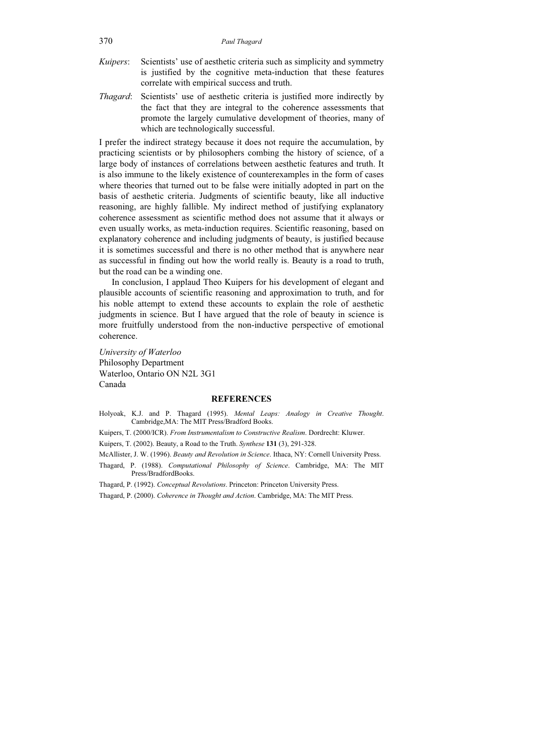*Kuipers*: Scientists' use of aesthetic criteria such as simplicity and symmetry is justified by the cognitive meta-induction that these features correlate with empirical success and truth.

*Thagard*: Scientists' use of aesthetic criteria is justified more indirectly by the fact that they are integral to the coherence assessments that promote the largely cumulative development of theories, many of which are technologically successful.

I prefer the indirect strategy because it does not require the accumulation, by practicing scientists or by philosophers combing the history of science, of a large body of instances of correlations between aesthetic features and truth. It is also immune to the likely existence of counterexamples in the form of cases where theories that turned out to be false were initially adopted in part on the basis of aesthetic criteria. Judgments of scientific beauty, like all inductive reasoning, are highly fallible. My indirect method of justifying explanatory coherence assessment as scientific method does not assume that it always or even usually works, as meta-induction requires. Scientific reasoning, based on explanatory coherence and including judgments of beauty, is justified because it is sometimes successful and there is no other method that is anywhere near as successful in finding out how the world really is. Beauty is a road to truth, but the road can be a winding one.

In conclusion, I applaud Theo Kuipers for his development of elegant and plausible accounts of scientific reasoning and approximation to truth, and for his noble attempt to extend these accounts to explain the role of aesthetic judgments in science. But I have argued that the role of beauty in science is more fruitfully understood from the non-inductive perspective of emotional coherence.

*University of Waterloo*
Philosophy Department
Waterloo, Ontario ON N2L 3G1
Canada

## REFERENCES

Holyoak, K.J. and P. Thagard (1995). *Mental Leaps: Analogy in Creative Thought*. Cambridge,MA: The MIT Press/Bradford Books.

Kuipers, T. (2000/ICR). *From Instrumentalism to Constructive Realism*. Dordrecht: Kluwer.

Kuipers, T. (2002). Beauty, a Road to the Truth. *Synthese* **131** (3), 291-328.

McAllister, J. W. (1996). *Beauty and Revolution in Science*. Ithaca, NY: Cornell University Press.

Thagard, P. (1988). *Computational Philosophy of Science*. Cambridge, MA: The MIT Press/BradfordBooks.

Thagard, P. (1992). *Conceptual Revolutions*. Princeton: Princeton University Press.

Thagard, P. (2000). *Coherence in Thought and Action*. Cambridge, MA: The MIT Press.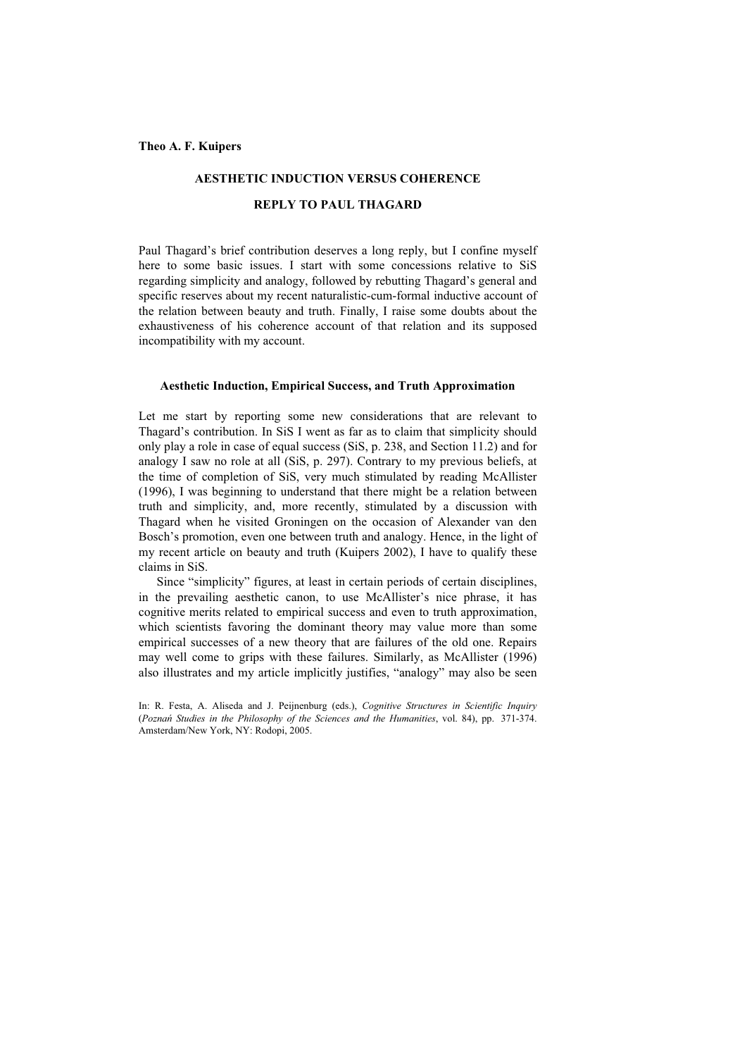**Theo A. F. Kuipers**

## AESTHETIC INDUCTION VERSUS COHERENCE

## REPLY TO PAUL THAGARD

Paul Thagard's brief contribution deserves a long reply, but I confine myself here to some basic issues. I start with some concessions relative to SiS regarding simplicity and analogy, followed by rebutting Thagard's general and specific reserves about my recent naturalistic-cum-formal inductive account of the relation between beauty and truth. Finally, I raise some doubts about the exhaustiveness of his coherence account of that relation and its supposed incompatibility with my account.

### Aesthetic Induction, Empirical Success, and Truth Approximation

Let me start by reporting some new considerations that are relevant to Thagard's contribution. In SiS I went as far as to claim that simplicity should only play a role in case of equal success (SiS, p. 238, and Section 11.2) and for analogy I saw no role at all (SiS, p. 297). Contrary to my previous beliefs, at the time of completion of SiS, very much stimulated by reading McAllister (1996), I was beginning to understand that there might be a relation between truth and simplicity, and, more recently, stimulated by a discussion with Thagard when he visited Groningen on the occasion of Alexander van den Bosch's promotion, even one between truth and analogy. Hence, in the light of my recent article on beauty and truth (Kuipers 2002), I have to qualify these claims in SiS.

Since "simplicity" figures, at least in certain periods of certain disciplines, in the prevailing aesthetic canon, to use McAllister's nice phrase, it has cognitive merits related to empirical success and even to truth approximation, which scientists favoring the dominant theory may value more than some empirical successes of a new theory that are failures of the old one. Repairs may well come to grips with these failures. Similarly, as McAllister (1996) also illustrates and my article implicitly justifies, "analogy" may also be seen

In: R. Festa, A. Aliseda and J. Peijnenburg (eds.), *Cognitive Structures in Scientific Inquiry* (*Poznań Studies in the Philosophy of the Sciences and the Humanities*, vol. 84), pp. 371-374. Amsterdam/New York, NY: Rodopi, 2005.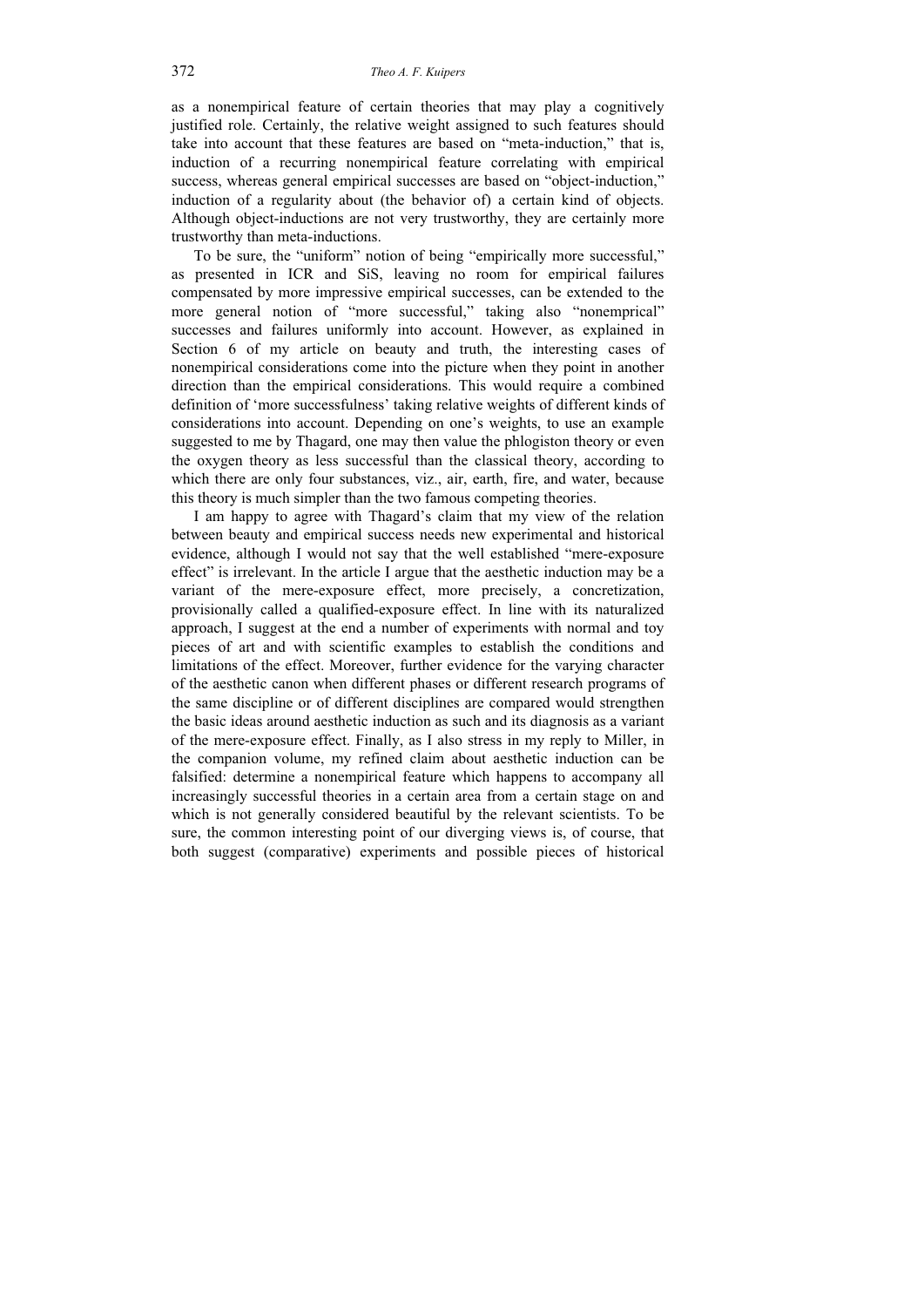as a nonempirical feature of certain theories that may play a cognitively justified role. Certainly, the relative weight assigned to such features should take into account that these features are based on "meta-induction," that is, induction of a recurring nonempirical feature correlating with empirical success, whereas general empirical successes are based on "object-induction," induction of a regularity about (the behavior of) a certain kind of objects. Although object-inductions are not very trustworthy, they are certainly more trustworthy than meta-inductions.

To be sure, the "uniform" notion of being "empirically more successful," as presented in ICR and SiS, leaving no room for empirical failures compensated by more impressive empirical successes, can be extended to the more general notion of "more successful," taking also "nonemprical" successes and failures uniformly into account. However, as explained in Section 6 of my article on beauty and truth, the interesting cases of nonempirical considerations come into the picture when they point in another direction than the empirical considerations. This would require a combined definition of 'more successfulness' taking relative weights of different kinds of considerations into account. Depending on one's weights, to use an example suggested to me by Thagard, one may then value the phlogiston theory or even the oxygen theory as less successful than the classical theory, according to which there are only four substances, viz., air, earth, fire, and water, because this theory is much simpler than the two famous competing theories.

I am happy to agree with Thagard's claim that my view of the relation between beauty and empirical success needs new experimental and historical evidence, although I would not say that the well established "mere-exposure effect" is irrelevant. In the article I argue that the aesthetic induction may be a variant of the mere-exposure effect, more precisely, a concretization, provisionally called a qualified-exposure effect. In line with its naturalized approach, I suggest at the end a number of experiments with normal and toy pieces of art and with scientific examples to establish the conditions and limitations of the effect. Moreover, further evidence for the varying character of the aesthetic canon when different phases or different research programs of the same discipline or of different disciplines are compared would strengthen the basic ideas around aesthetic induction as such and its diagnosis as a variant of the mere-exposure effect. Finally, as I also stress in my reply to Miller, in the companion volume, my refined claim about aesthetic induction can be falsified: determine a nonempirical feature which happens to accompany all increasingly successful theories in a certain area from a certain stage on and which is not generally considered beautiful by the relevant scientists. To be sure, the common interesting point of our diverging views is, of course, that both suggest (comparative) experiments and possible pieces of historical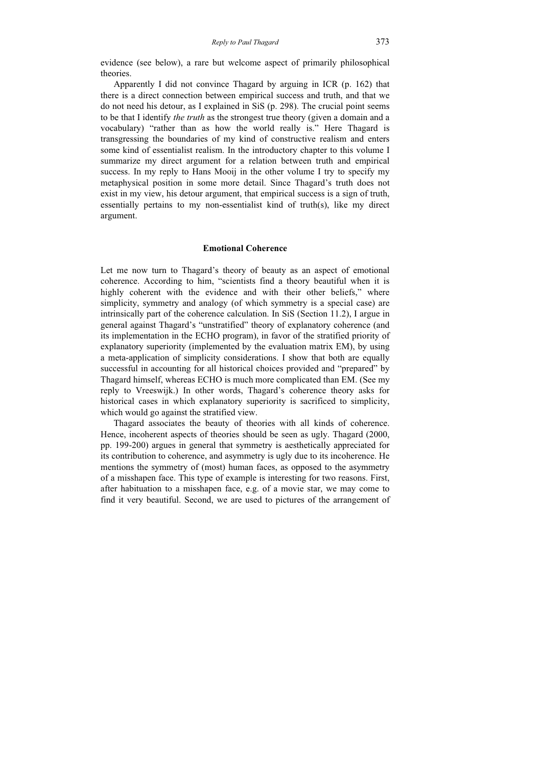evidence (see below), a rare but welcome aspect of primarily philosophical theories.

Apparently I did not convince Thagard by arguing in ICR (p. 162) that there is a direct connection between empirical success and truth, and that we do not need his detour, as I explained in SiS (p. 298). The crucial point seems to be that I identify *the truth* as the strongest true theory (given a domain and a vocabulary) "rather than as how the world really is." Here Thagard is transgressing the boundaries of my kind of constructive realism and enters some kind of essentialist realism. In the introductory chapter to this volume I summarize my direct argument for a relation between truth and empirical success. In my reply to Hans Mooij in the other volume I try to specify my metaphysical position in some more detail. Since Thagard's truth does not exist in my view, his detour argument, that empirical success is a sign of truth, essentially pertains to my non-essentialist kind of truth(s), like my direct argument.

## Emotional Coherence

Let me now turn to Thagard's theory of beauty as an aspect of emotional coherence. According to him, "scientists find a theory beautiful when it is highly coherent with the evidence and with their other beliefs," where simplicity, symmetry and analogy (of which symmetry is a special case) are intrinsically part of the coherence calculation. In SiS (Section 11.2), I argue in general against Thagard's "unstratified" theory of explanatory coherence (and its implementation in the ECHO program), in favor of the stratified priority of explanatory superiority (implemented by the evaluation matrix EM), by using a meta-application of simplicity considerations. I show that both are equally successful in accounting for all historical choices provided and "prepared" by Thagard himself, whereas ECHO is much more complicated than EM. (See my reply to Vreeswijk.) In other words, Thagard's coherence theory asks for historical cases in which explanatory superiority is sacrificed to simplicity, which would go against the stratified view.

Thagard associates the beauty of theories with all kinds of coherence. Hence, incoherent aspects of theories should be seen as ugly. Thagard (2000, pp. 199-200) argues in general that symmetry is aesthetically appreciated for its contribution to coherence, and asymmetry is ugly due to its incoherence. He mentions the symmetry of (most) human faces, as opposed to the asymmetry of a misshapen face. This type of example is interesting for two reasons. First, after habituation to a misshapen face, e.g. of a movie star, we may come to find it very beautiful. Second, we are used to pictures of the arrangement of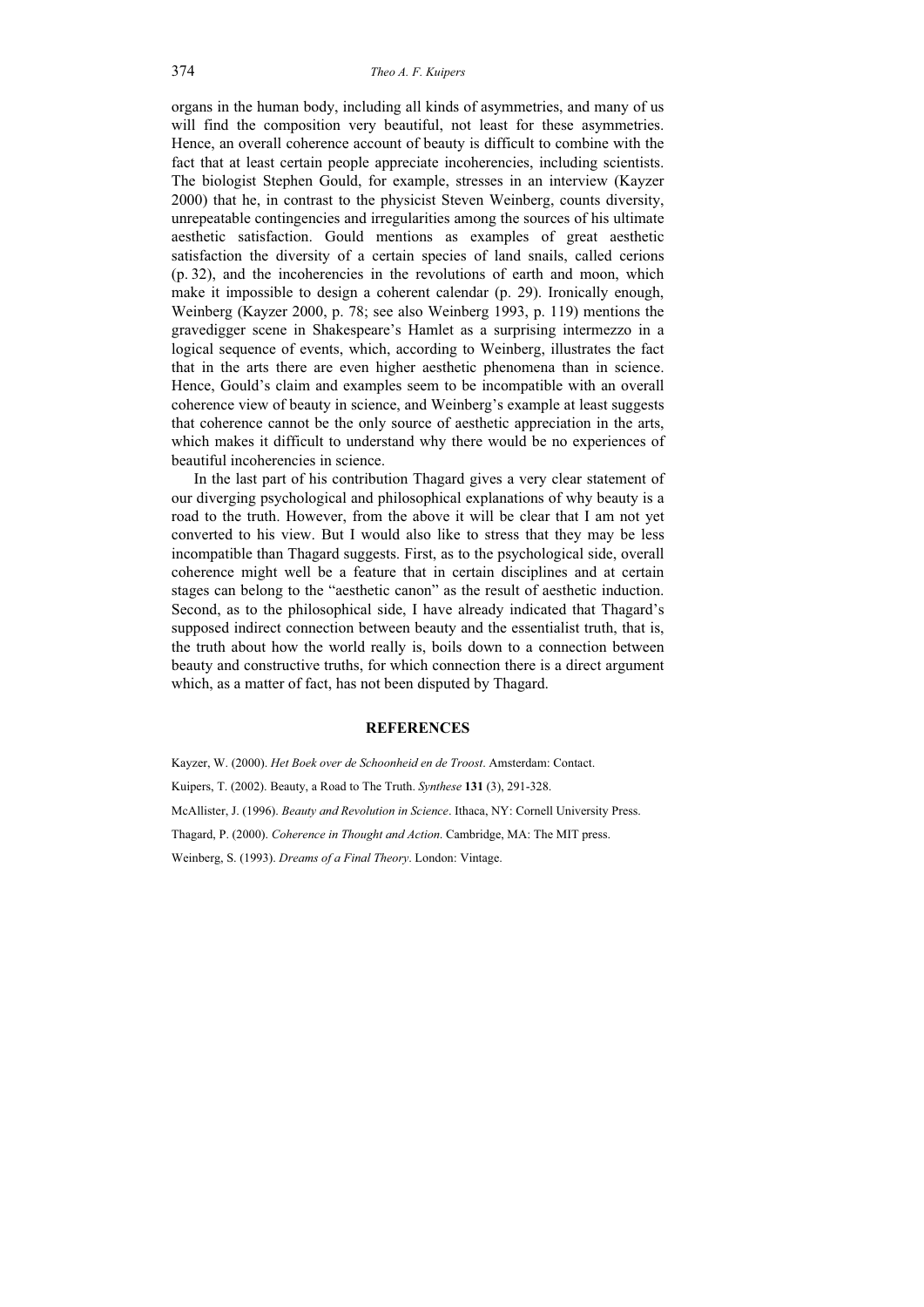organs in the human body, including all kinds of asymmetries, and many of us will find the composition very beautiful, not least for these asymmetries. Hence, an overall coherence account of beauty is difficult to combine with the fact that at least certain people appreciate incoherencies, including scientists. The biologist Stephen Gould, for example, stresses in an interview (Kayzer 2000) that he, in contrast to the physicist Steven Weinberg, counts diversity, unrepeatable contingencies and irregularities among the sources of his ultimate aesthetic satisfaction. Gould mentions as examples of great aesthetic satisfaction the diversity of a certain species of land snails, called cerions (p. 32), and the incoherencies in the revolutions of earth and moon, which make it impossible to design a coherent calendar (p. 29). Ironically enough, Weinberg (Kayzer 2000, p. 78; see also Weinberg 1993, p. 119) mentions the gravedigger scene in Shakespeare's Hamlet as a surprising intermezzo in a logical sequence of events, which, according to Weinberg, illustrates the fact that in the arts there are even higher aesthetic phenomena than in science. Hence, Gould's claim and examples seem to be incompatible with an overall coherence view of beauty in science, and Weinberg's example at least suggests that coherence cannot be the only source of aesthetic appreciation in the arts, which makes it difficult to understand why there would be no experiences of beautiful incoherencies in science.

In the last part of his contribution Thagard gives a very clear statement of our diverging psychological and philosophical explanations of why beauty is a road to the truth. However, from the above it will be clear that I am not yet converted to his view. But I would also like to stress that they may be less incompatible than Thagard suggests. First, as to the psychological side, overall coherence might well be a feature that in certain disciplines and at certain stages can belong to the "aesthetic canon" as the result of aesthetic induction. Second, as to the philosophical side, I have already indicated that Thagard's supposed indirect connection between beauty and the essentialist truth, that is, the truth about how the world really is, boils down to a connection between beauty and constructive truths, for which connection there is a direct argument which, as a matter of fact, has not been disputed by Thagard.

## REFERENCES

Kayzer, W. (2000). *Het Boek over de Schoonheid en de Troost*. Amsterdam: Contact.

Kuipers, T. (2002). Beauty, a Road to The Truth. *Synthese* **131** (3), 291-328.

McAllister, J. (1996). *Beauty and Revolution in Science*. Ithaca, NY: Cornell University Press.

Thagard, P. (2000). *Coherence in Thought and Action*. Cambridge, MA: The MIT press.

Weinberg, S. (1993). *Dreams of a Final Theory*. London: Vintage.